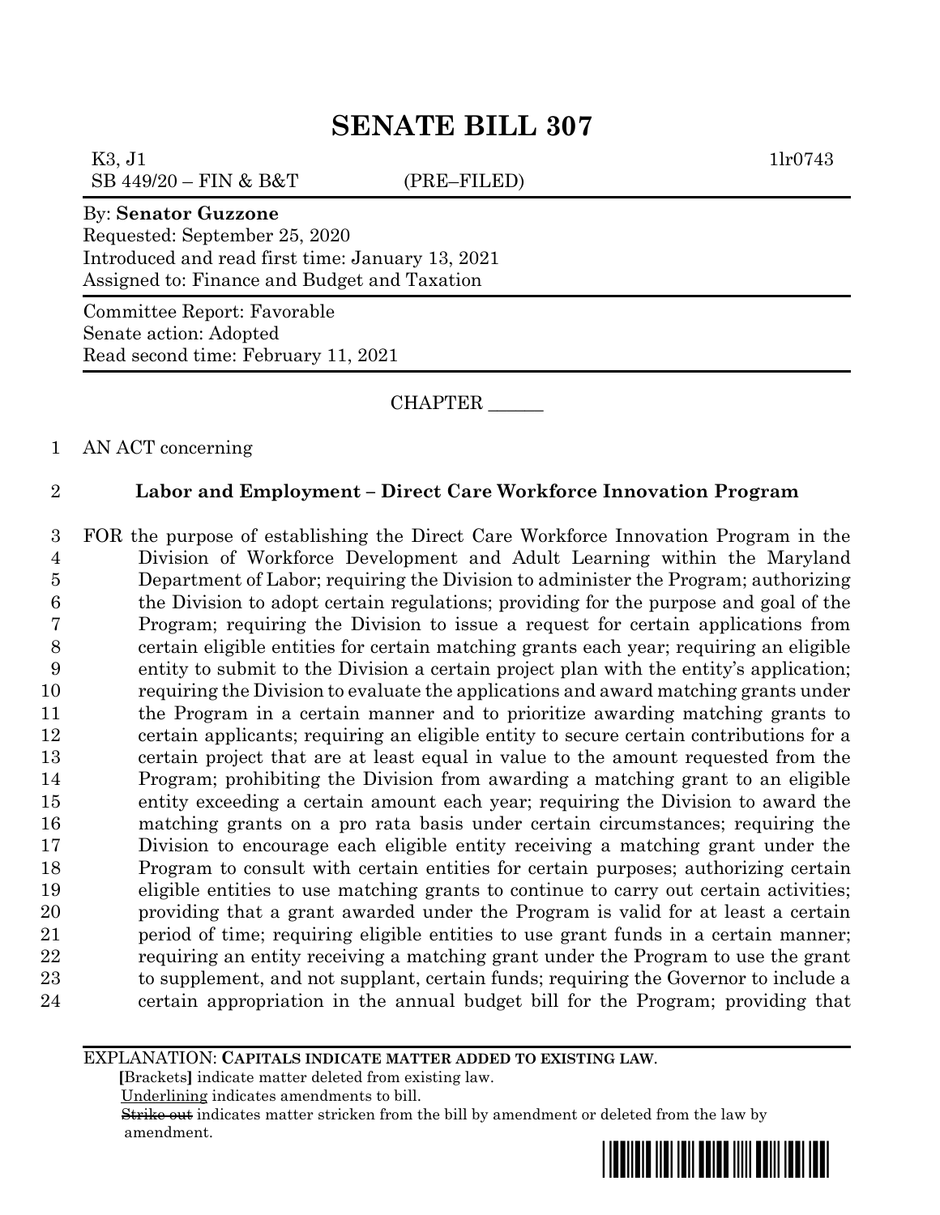# SENATE BILL 307

K3, J1 1lr0743
SB 449/20 – FIN & B&T (PRE–FILED)

By: **Senator Guzzone**
Requested: September 25, 2020
Introduced and read first time: January 13, 2021
Assigned to: Finance and Budget and Taxation

Committee Report: Favorable
Senate action: Adopted
Read second time: February 11, 2021

CHAPTER ______

AN ACT concerning

**Labor and Employment – Direct Care Workforce Innovation Program**

FOR the purpose of establishing the Direct Care Workforce Innovation Program in the Division of Workforce Development and Adult Learning within the Maryland Department of Labor; requiring the Division to administer the Program; authorizing the Division to adopt certain regulations; providing for the purpose and goal of the Program; requiring the Division to issue a request for certain applications from certain eligible entities for certain matching grants each year; requiring an eligible entity to submit to the Division a certain project plan with the entity's application; requiring the Division to evaluate the applications and award matching grants under the Program in a certain manner and to prioritize awarding matching grants to certain applicants; requiring an eligible entity to secure certain contributions for a certain project that are at least equal in value to the amount requested from the Program; prohibiting the Division from awarding a matching grant to an eligible entity exceeding a certain amount each year; requiring the Division to award the matching grants on a pro rata basis under certain circumstances; requiring the Division to encourage each eligible entity receiving a matching grant under the Program to consult with certain entities for certain purposes; authorizing certain eligible entities to use matching grants to continue to carry out certain activities; providing that a grant awarded under the Program is valid for at least a certain period of time; requiring eligible entities to use grant funds in a certain manner; requiring an entity receiving a matching grant under the Program to use the grant to supplement, and not supplant, certain funds; requiring the Governor to include a certain appropriation in the annual budget bill for the Program; providing that

EXPLANATION: **CAPITALS INDICATE MATTER ADDED TO EXISTING LAW.**
**[**Brackets**]** indicate matter deleted from existing law.
Underlining indicates amendments to bill.
~~Strike out~~ indicates matter stricken from the bill by amendment or deleted from the law by amendment.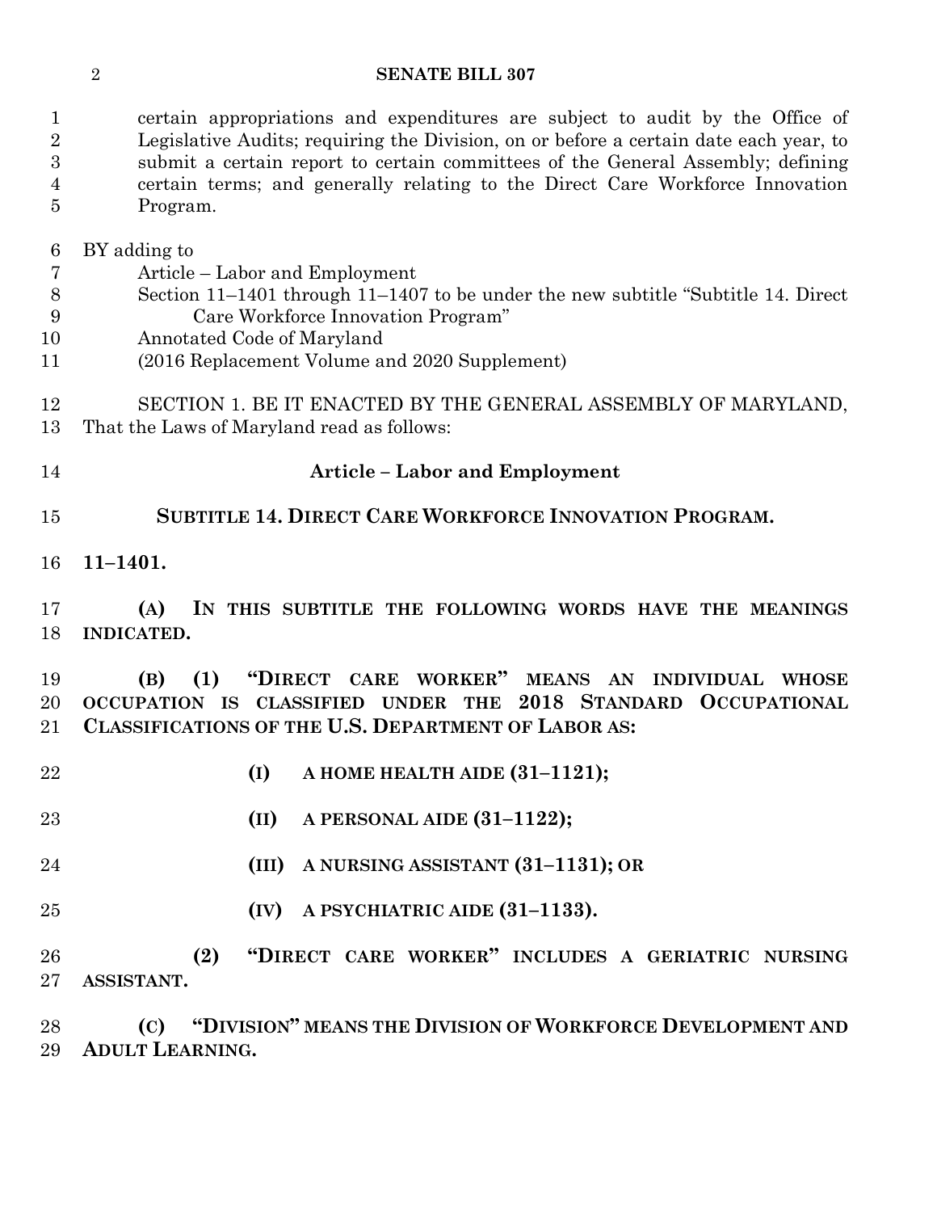certain appropriations and expenditures are subject to audit by the Office of Legislative Audits; requiring the Division, on or before a certain date each year, to submit a certain report to certain committees of the General Assembly; defining certain terms; and generally relating to the Direct Care Workforce Innovation Program.

BY adding to
Article – Labor and Employment
Section 11–1401 through 11–1407 to be under the new subtitle "Subtitle 14. Direct Care Workforce Innovation Program"
Annotated Code of Maryland
(2016 Replacement Volume and 2020 Supplement)

SECTION 1. BE IT ENACTED BY THE GENERAL ASSEMBLY OF MARYLAND, That the Laws of Maryland read as follows:

**Article – Labor and Employment**

**SUBTITLE 14. DIRECT CARE WORKFORCE INNOVATION PROGRAM.**

**11–1401.**

**(A) IN THIS SUBTITLE THE FOLLOWING WORDS HAVE THE MEANINGS INDICATED.**

**(B) (1) "DIRECT CARE WORKER" MEANS AN INDIVIDUAL WHOSE OCCUPATION IS CLASSIFIED UNDER THE 2018 STANDARD OCCUPATIONAL CLASSIFICATIONS OF THE U.S. DEPARTMENT OF LABOR AS:**

**(I) A HOME HEALTH AIDE (31–1121);**

**(II) A PERSONAL AIDE (31–1122);**

**(III) A NURSING ASSISTANT (31–1131); OR**

**(IV) A PSYCHIATRIC AIDE (31–1133).**

**(2) "DIRECT CARE WORKER" INCLUDES A GERIATRIC NURSING ASSISTANT.**

**(C) "DIVISION" MEANS THE DIVISION OF WORKFORCE DEVELOPMENT AND ADULT LEARNING.**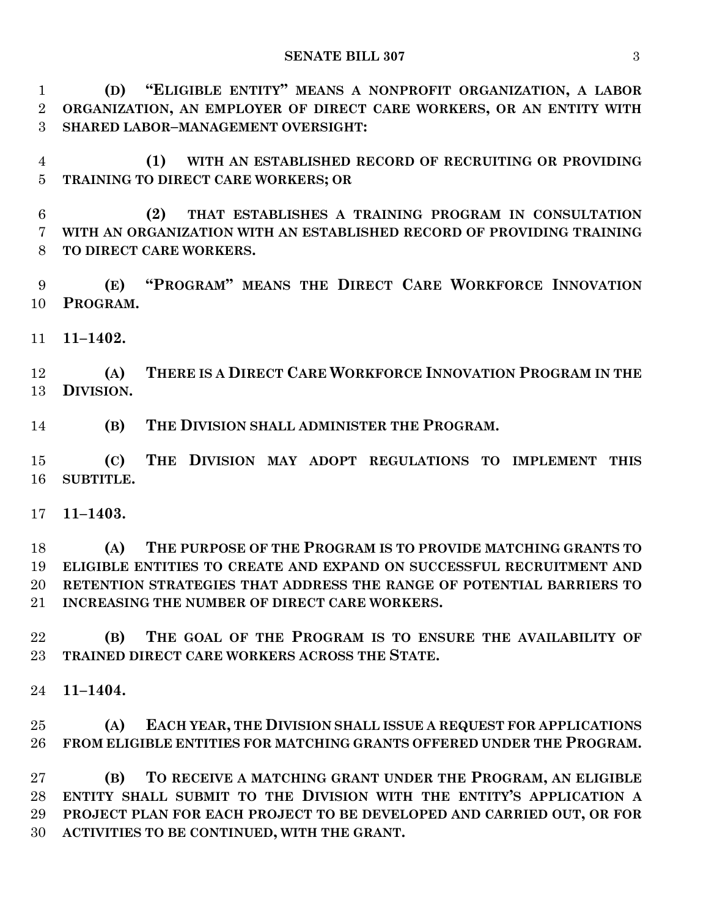**(D) "ELIGIBLE ENTITY" MEANS A NONPROFIT ORGANIZATION, A LABOR ORGANIZATION, AN EMPLOYER OF DIRECT CARE WORKERS, OR AN ENTITY WITH SHARED LABOR–MANAGEMENT OVERSIGHT:**

**(1) WITH AN ESTABLISHED RECORD OF RECRUITING OR PROVIDING TRAINING TO DIRECT CARE WORKERS; OR**

**(2) THAT ESTABLISHES A TRAINING PROGRAM IN CONSULTATION WITH AN ORGANIZATION WITH AN ESTABLISHED RECORD OF PROVIDING TRAINING TO DIRECT CARE WORKERS.**

**(E) "PROGRAM" MEANS THE DIRECT CARE WORKFORCE INNOVATION PROGRAM.**

**11–1402.**

**(A) THERE IS A DIRECT CARE WORKFORCE INNOVATION PROGRAM IN THE DIVISION.**

**(B) THE DIVISION SHALL ADMINISTER THE PROGRAM.**

**(C) THE DIVISION MAY ADOPT REGULATIONS TO IMPLEMENT THIS SUBTITLE.**

**11–1403.**

**(A) THE PURPOSE OF THE PROGRAM IS TO PROVIDE MATCHING GRANTS TO ELIGIBLE ENTITIES TO CREATE AND EXPAND ON SUCCESSFUL RECRUITMENT AND RETENTION STRATEGIES THAT ADDRESS THE RANGE OF POTENTIAL BARRIERS TO INCREASING THE NUMBER OF DIRECT CARE WORKERS.**

**(B) THE GOAL OF THE PROGRAM IS TO ENSURE THE AVAILABILITY OF TRAINED DIRECT CARE WORKERS ACROSS THE STATE.**

**11–1404.**

**(A) EACH YEAR, THE DIVISION SHALL ISSUE A REQUEST FOR APPLICATIONS FROM ELIGIBLE ENTITIES FOR MATCHING GRANTS OFFERED UNDER THE PROGRAM.**

**(B) TO RECEIVE A MATCHING GRANT UNDER THE PROGRAM, AN ELIGIBLE ENTITY SHALL SUBMIT TO THE DIVISION WITH THE ENTITY'S APPLICATION A PROJECT PLAN FOR EACH PROJECT TO BE DEVELOPED AND CARRIED OUT, OR FOR ACTIVITIES TO BE CONTINUED, WITH THE GRANT.**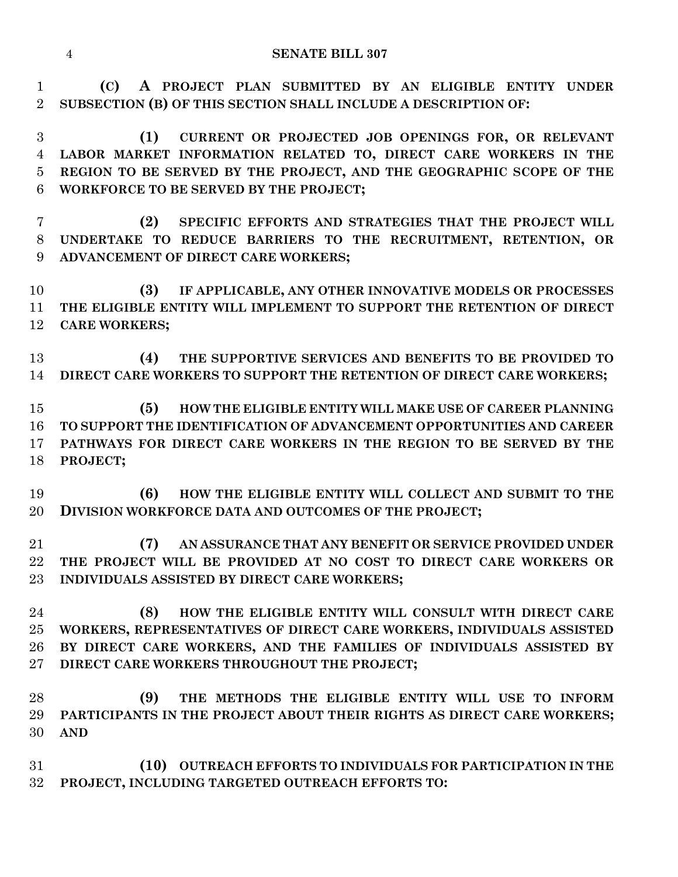**(C) A PROJECT PLAN SUBMITTED BY AN ELIGIBLE ENTITY UNDER SUBSECTION (B) OF THIS SECTION SHALL INCLUDE A DESCRIPTION OF:**

**(1) CURRENT OR PROJECTED JOB OPENINGS FOR, OR RELEVANT LABOR MARKET INFORMATION RELATED TO, DIRECT CARE WORKERS IN THE REGION TO BE SERVED BY THE PROJECT, AND THE GEOGRAPHIC SCOPE OF THE WORKFORCE TO BE SERVED BY THE PROJECT;**

**(2) SPECIFIC EFFORTS AND STRATEGIES THAT THE PROJECT WILL UNDERTAKE TO REDUCE BARRIERS TO THE RECRUITMENT, RETENTION, OR ADVANCEMENT OF DIRECT CARE WORKERS;**

**(3) IF APPLICABLE, ANY OTHER INNOVATIVE MODELS OR PROCESSES THE ELIGIBLE ENTITY WILL IMPLEMENT TO SUPPORT THE RETENTION OF DIRECT CARE WORKERS;**

**(4) THE SUPPORTIVE SERVICES AND BENEFITS TO BE PROVIDED TO DIRECT CARE WORKERS TO SUPPORT THE RETENTION OF DIRECT CARE WORKERS;**

**(5) HOW THE ELIGIBLE ENTITY WILL MAKE USE OF CAREER PLANNING TO SUPPORT THE IDENTIFICATION OF ADVANCEMENT OPPORTUNITIES AND CAREER PATHWAYS FOR DIRECT CARE WORKERS IN THE REGION TO BE SERVED BY THE PROJECT;**

**(6) HOW THE ELIGIBLE ENTITY WILL COLLECT AND SUBMIT TO THE DIVISION WORKFORCE DATA AND OUTCOMES OF THE PROJECT;**

**(7) AN ASSURANCE THAT ANY BENEFIT OR SERVICE PROVIDED UNDER THE PROJECT WILL BE PROVIDED AT NO COST TO DIRECT CARE WORKERS OR INDIVIDUALS ASSISTED BY DIRECT CARE WORKERS;**

**(8) HOW THE ELIGIBLE ENTITY WILL CONSULT WITH DIRECT CARE WORKERS, REPRESENTATIVES OF DIRECT CARE WORKERS, INDIVIDUALS ASSISTED BY DIRECT CARE WORKERS, AND THE FAMILIES OF INDIVIDUALS ASSISTED BY DIRECT CARE WORKERS THROUGHOUT THE PROJECT;**

**(9) THE METHODS THE ELIGIBLE ENTITY WILL USE TO INFORM PARTICIPANTS IN THE PROJECT ABOUT THEIR RIGHTS AS DIRECT CARE WORKERS; AND**

**(10) OUTREACH EFFORTS TO INDIVIDUALS FOR PARTICIPATION IN THE PROJECT, INCLUDING TARGETED OUTREACH EFFORTS TO:**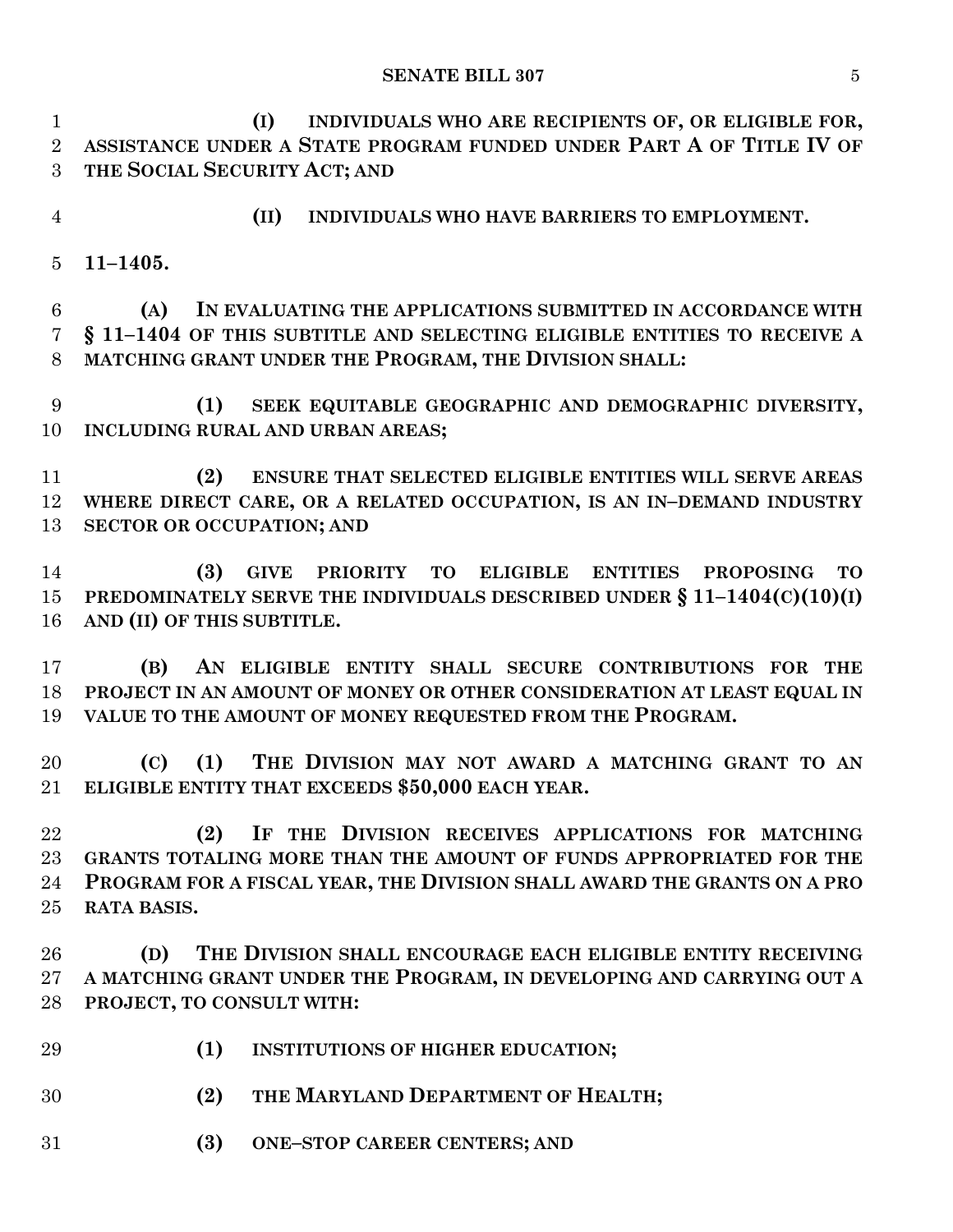**(I) INDIVIDUALS WHO ARE RECIPIENTS OF, OR ELIGIBLE FOR, ASSISTANCE UNDER A STATE PROGRAM FUNDED UNDER PART A OF TITLE IV OF THE SOCIAL SECURITY ACT; AND**

**(II) INDIVIDUALS WHO HAVE BARRIERS TO EMPLOYMENT.**

**11–1405.**

**(A) IN EVALUATING THE APPLICATIONS SUBMITTED IN ACCORDANCE WITH § 11–1404 OF THIS SUBTITLE AND SELECTING ELIGIBLE ENTITIES TO RECEIVE A MATCHING GRANT UNDER THE PROGRAM, THE DIVISION SHALL:**

**(1) SEEK EQUITABLE GEOGRAPHIC AND DEMOGRAPHIC DIVERSITY, INCLUDING RURAL AND URBAN AREAS;**

**(2) ENSURE THAT SELECTED ELIGIBLE ENTITIES WILL SERVE AREAS WHERE DIRECT CARE, OR A RELATED OCCUPATION, IS AN IN–DEMAND INDUSTRY SECTOR OR OCCUPATION; AND**

**(3) GIVE PRIORITY TO ELIGIBLE ENTITIES PROPOSING TO PREDOMINATELY SERVE THE INDIVIDUALS DESCRIBED UNDER § 11–1404(C)(10)(I) AND (II) OF THIS SUBTITLE.**

**(B) AN ELIGIBLE ENTITY SHALL SECURE CONTRIBUTIONS FOR THE PROJECT IN AN AMOUNT OF MONEY OR OTHER CONSIDERATION AT LEAST EQUAL IN VALUE TO THE AMOUNT OF MONEY REQUESTED FROM THE PROGRAM.**

**(C) (1) THE DIVISION MAY NOT AWARD A MATCHING GRANT TO AN ELIGIBLE ENTITY THAT EXCEEDS $50,000 EACH YEAR.**

**(2) IF THE DIVISION RECEIVES APPLICATIONS FOR MATCHING GRANTS TOTALING MORE THAN THE AMOUNT OF FUNDS APPROPRIATED FOR THE PROGRAM FOR A FISCAL YEAR, THE DIVISION SHALL AWARD THE GRANTS ON A PRO RATA BASIS.**

**(D) THE DIVISION SHALL ENCOURAGE EACH ELIGIBLE ENTITY RECEIVING A MATCHING GRANT UNDER THE PROGRAM, IN DEVELOPING AND CARRYING OUT A PROJECT, TO CONSULT WITH:**

**(1) INSTITUTIONS OF HIGHER EDUCATION;**

**(2) THE MARYLAND DEPARTMENT OF HEALTH;**

**(3) ONE–STOP CAREER CENTERS; AND**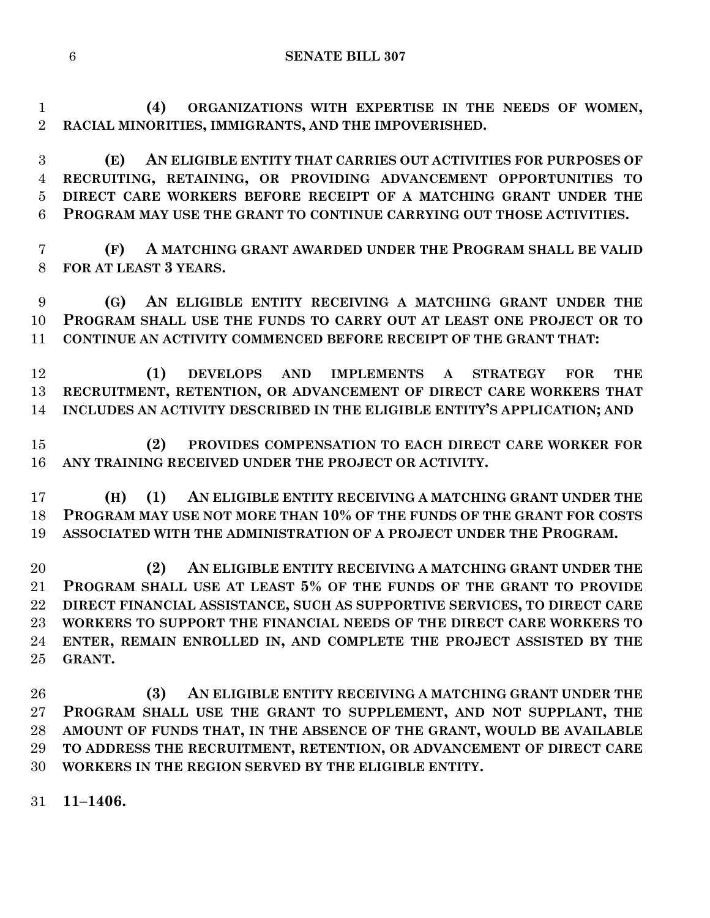**(4) ORGANIZATIONS WITH EXPERTISE IN THE NEEDS OF WOMEN, RACIAL MINORITIES, IMMIGRANTS, AND THE IMPOVERISHED.**

**(E) AN ELIGIBLE ENTITY THAT CARRIES OUT ACTIVITIES FOR PURPOSES OF RECRUITING, RETAINING, OR PROVIDING ADVANCEMENT OPPORTUNITIES TO DIRECT CARE WORKERS BEFORE RECEIPT OF A MATCHING GRANT UNDER THE PROGRAM MAY USE THE GRANT TO CONTINUE CARRYING OUT THOSE ACTIVITIES.**

**(F) A MATCHING GRANT AWARDED UNDER THE PROGRAM SHALL BE VALID FOR AT LEAST 3 YEARS.**

**(G) AN ELIGIBLE ENTITY RECEIVING A MATCHING GRANT UNDER THE PROGRAM SHALL USE THE FUNDS TO CARRY OUT AT LEAST ONE PROJECT OR TO CONTINUE AN ACTIVITY COMMENCED BEFORE RECEIPT OF THE GRANT THAT:**

**(1) DEVELOPS AND IMPLEMENTS A STRATEGY FOR THE RECRUITMENT, RETENTION, OR ADVANCEMENT OF DIRECT CARE WORKERS THAT INCLUDES AN ACTIVITY DESCRIBED IN THE ELIGIBLE ENTITY'S APPLICATION; AND**

**(2) PROVIDES COMPENSATION TO EACH DIRECT CARE WORKER FOR ANY TRAINING RECEIVED UNDER THE PROJECT OR ACTIVITY.**

**(H) (1) AN ELIGIBLE ENTITY RECEIVING A MATCHING GRANT UNDER THE PROGRAM MAY USE NOT MORE THAN 10% OF THE FUNDS OF THE GRANT FOR COSTS ASSOCIATED WITH THE ADMINISTRATION OF A PROJECT UNDER THE PROGRAM.**

**(2) AN ELIGIBLE ENTITY RECEIVING A MATCHING GRANT UNDER THE PROGRAM SHALL USE AT LEAST 5% OF THE FUNDS OF THE GRANT TO PROVIDE DIRECT FINANCIAL ASSISTANCE, SUCH AS SUPPORTIVE SERVICES, TO DIRECT CARE WORKERS TO SUPPORT THE FINANCIAL NEEDS OF THE DIRECT CARE WORKERS TO ENTER, REMAIN ENROLLED IN, AND COMPLETE THE PROJECT ASSISTED BY THE GRANT.**

**(3) AN ELIGIBLE ENTITY RECEIVING A MATCHING GRANT UNDER THE PROGRAM SHALL USE THE GRANT TO SUPPLEMENT, AND NOT SUPPLANT, THE AMOUNT OF FUNDS THAT, IN THE ABSENCE OF THE GRANT, WOULD BE AVAILABLE TO ADDRESS THE RECRUITMENT, RETENTION, OR ADVANCEMENT OF DIRECT CARE WORKERS IN THE REGION SERVED BY THE ELIGIBLE ENTITY.**

**11–1406.**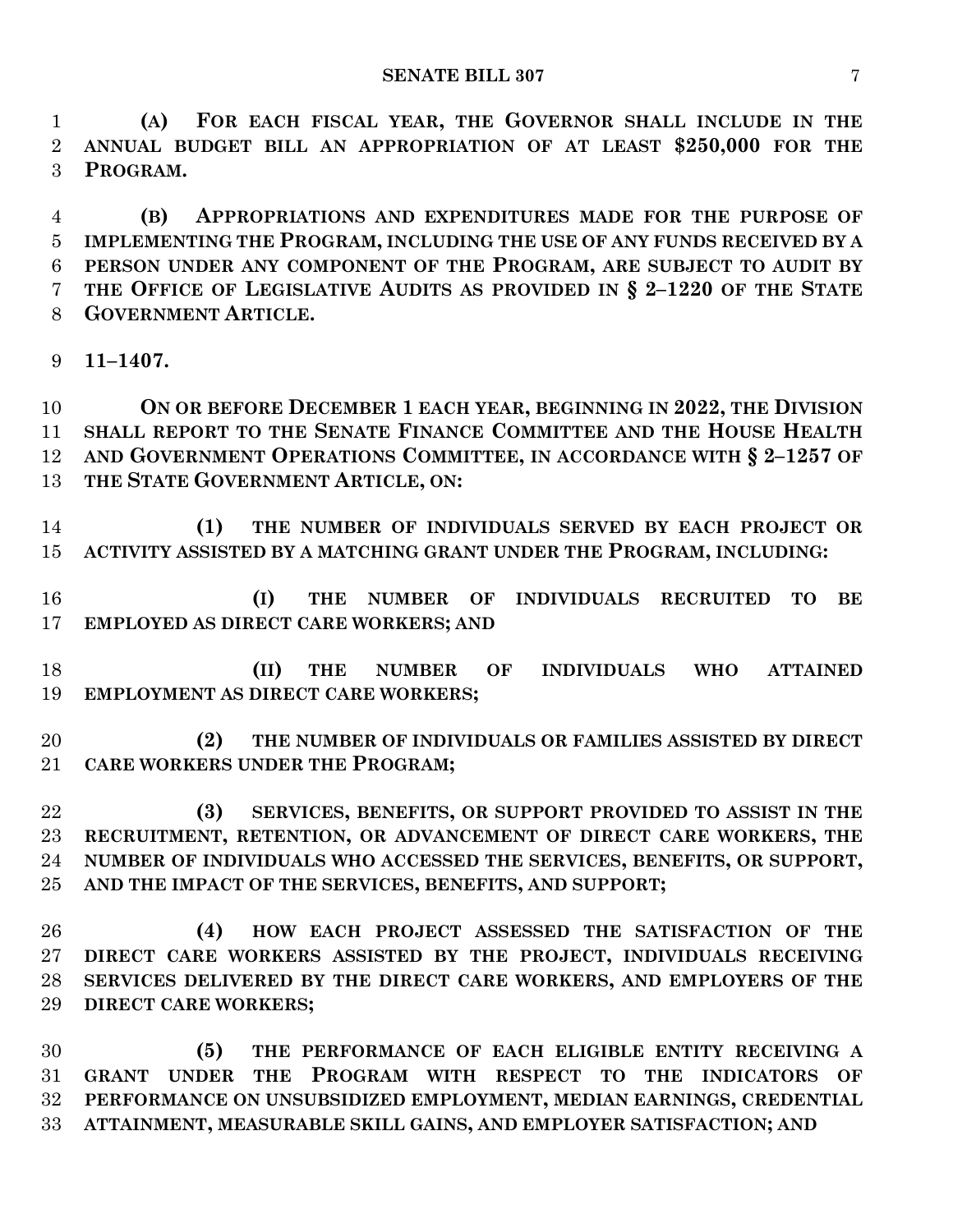**(A) FOR EACH FISCAL YEAR, THE GOVERNOR SHALL INCLUDE IN THE ANNUAL BUDGET BILL AN APPROPRIATION OF AT LEAST $250,000 FOR THE PROGRAM.**

**(B) APPROPRIATIONS AND EXPENDITURES MADE FOR THE PURPOSE OF IMPLEMENTING THE PROGRAM, INCLUDING THE USE OF ANY FUNDS RECEIVED BY A PERSON UNDER ANY COMPONENT OF THE PROGRAM, ARE SUBJECT TO AUDIT BY THE OFFICE OF LEGISLATIVE AUDITS AS PROVIDED IN § 2–1220 OF THE STATE GOVERNMENT ARTICLE.**

**11–1407.**

**ON OR BEFORE DECEMBER 1 EACH YEAR, BEGINNING IN 2022, THE DIVISION SHALL REPORT TO THE SENATE FINANCE COMMITTEE AND THE HOUSE HEALTH AND GOVERNMENT OPERATIONS COMMITTEE, IN ACCORDANCE WITH § 2–1257 OF THE STATE GOVERNMENT ARTICLE, ON:**

**(1) THE NUMBER OF INDIVIDUALS SERVED BY EACH PROJECT OR ACTIVITY ASSISTED BY A MATCHING GRANT UNDER THE PROGRAM, INCLUDING:**

**(I) THE NUMBER OF INDIVIDUALS RECRUITED TO BE EMPLOYED AS DIRECT CARE WORKERS; AND**

**(II) THE NUMBER OF INDIVIDUALS WHO ATTAINED EMPLOYMENT AS DIRECT CARE WORKERS;**

**(2) THE NUMBER OF INDIVIDUALS OR FAMILIES ASSISTED BY DIRECT CARE WORKERS UNDER THE PROGRAM;**

**(3) SERVICES, BENEFITS, OR SUPPORT PROVIDED TO ASSIST IN THE RECRUITMENT, RETENTION, OR ADVANCEMENT OF DIRECT CARE WORKERS, THE NUMBER OF INDIVIDUALS WHO ACCESSED THE SERVICES, BENEFITS, OR SUPPORT, AND THE IMPACT OF THE SERVICES, BENEFITS, AND SUPPORT;**

**(4) HOW EACH PROJECT ASSESSED THE SATISFACTION OF THE DIRECT CARE WORKERS ASSISTED BY THE PROJECT, INDIVIDUALS RECEIVING SERVICES DELIVERED BY THE DIRECT CARE WORKERS, AND EMPLOYERS OF THE DIRECT CARE WORKERS;**

**(5) THE PERFORMANCE OF EACH ELIGIBLE ENTITY RECEIVING A GRANT UNDER THE PROGRAM WITH RESPECT TO THE INDICATORS OF PERFORMANCE ON UNSUBSIDIZED EMPLOYMENT, MEDIAN EARNINGS, CREDENTIAL ATTAINMENT, MEASURABLE SKILL GAINS, AND EMPLOYER SATISFACTION; AND**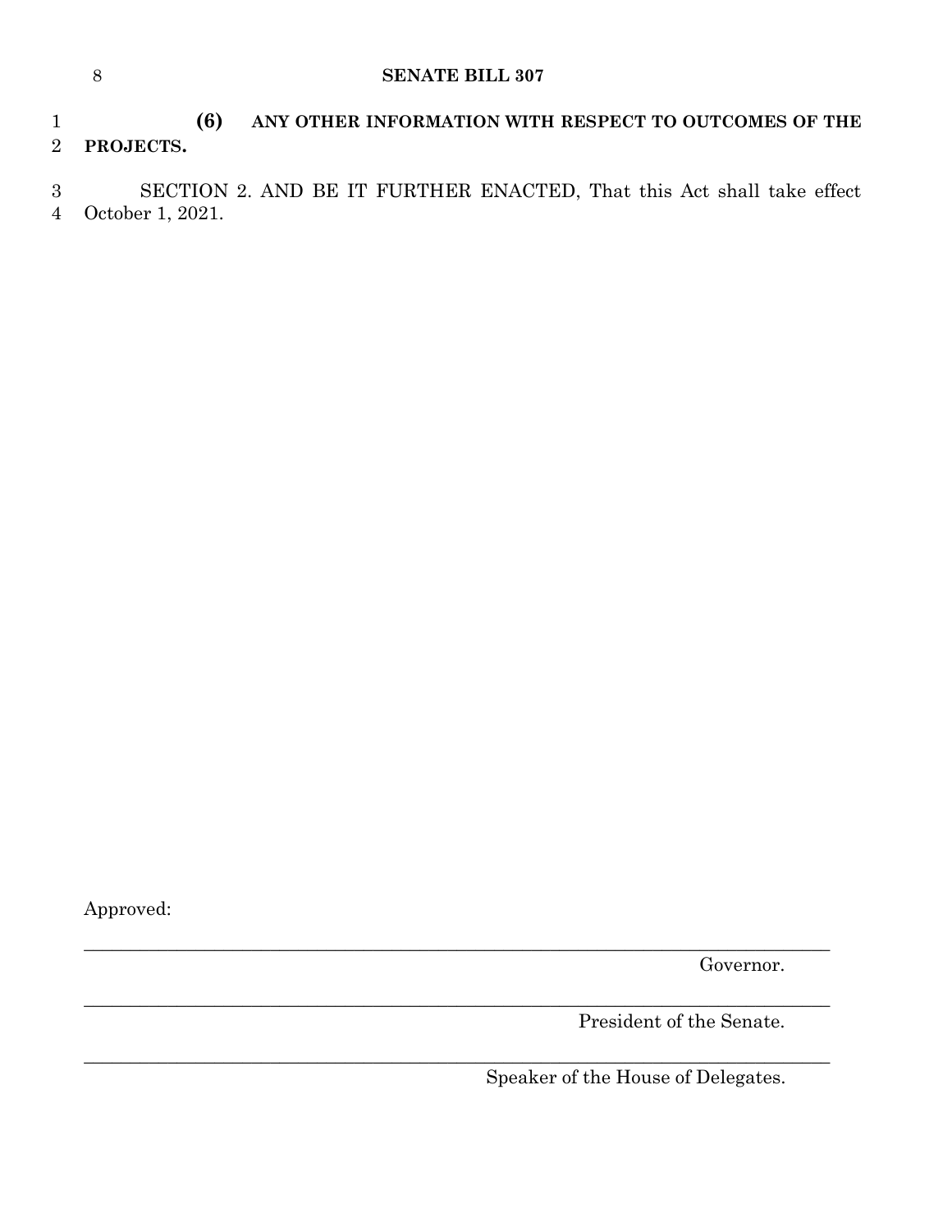**(6) ANY OTHER INFORMATION WITH RESPECT TO OUTCOMES OF THE PROJECTS.**

SECTION 2. AND BE IT FURTHER ENACTED, That this Act shall take effect October 1, 2021.

Approved:

\_\_\_\_\_\_\_\_\_\_\_\_\_\_\_\_\_\_\_\_\_\_\_\_\_\_\_\_\_\_\_\_\_\_\_\_\_\_\_\_\_\_\_\_\_\_\_\_\_\_\_\_\_\_\_\_\_\_\_\_\_\_\_\_\_\_\_\_\_\_

Governor.

\_\_\_\_\_\_\_\_\_\_\_\_\_\_\_\_\_\_\_\_\_\_\_\_\_\_\_\_\_\_\_\_\_\_\_\_\_\_\_\_\_\_\_\_\_\_\_\_\_\_\_\_\_\_\_\_\_\_\_\_\_\_\_\_\_\_\_\_\_\_

President of the Senate.

\_\_\_\_\_\_\_\_\_\_\_\_\_\_\_\_\_\_\_\_\_\_\_\_\_\_\_\_\_\_\_\_\_\_\_\_\_\_\_\_\_\_\_\_\_\_\_\_\_\_\_\_\_\_\_\_\_\_\_\_\_\_\_\_\_\_\_\_\_\_

Speaker of the House of Delegates.